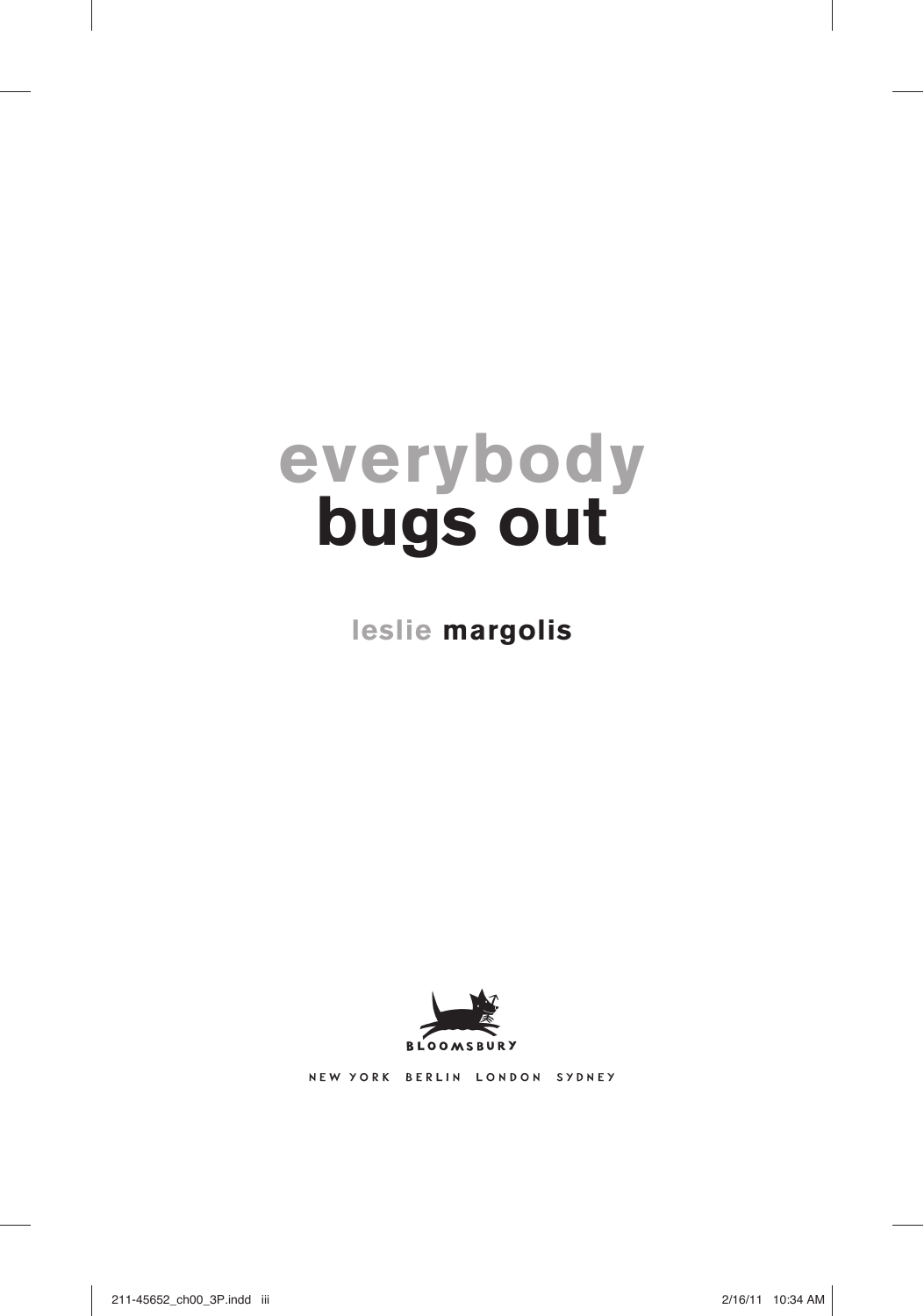# everybody bugs out

**leslie margolis**

BLOOMSBURY

NEW YORK BERLIN LONDON SYDNEY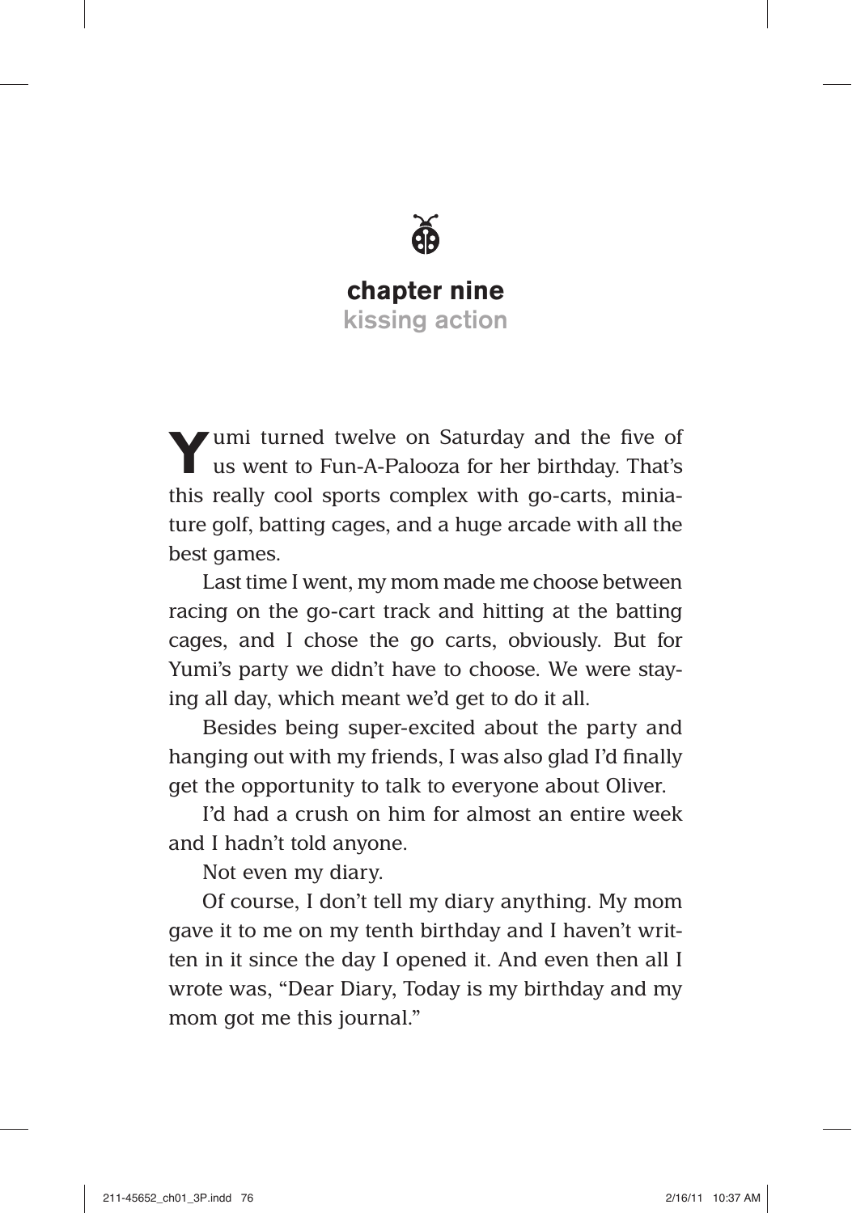# chapter nine

## kissing action

Yumi turned twelve on Saturday and the five of us went to Fun-A-Palooza for her birthday. That's this really cool sports complex with go-carts, miniature golf, batting cages, and a huge arcade with all the best games.

Last time I went, my mom made me choose between racing on the go-cart track and hitting at the batting cages, and I chose the go carts, obviously. But for Yumi's party we didn't have to choose. We were staying all day, which meant we'd get to do it all.

Besides being super-excited about the party and hanging out with my friends, I was also glad I'd finally get the opportunity to talk to everyone about Oliver.

I'd had a crush on him for almost an entire week and I hadn't told anyone.

Not even my diary.

Of course, I don't tell my diary anything. My mom gave it to me on my tenth birthday and I haven't written in it since the day I opened it. And even then all I wrote was, "Dear Diary, Today is my birthday and my mom got me this journal."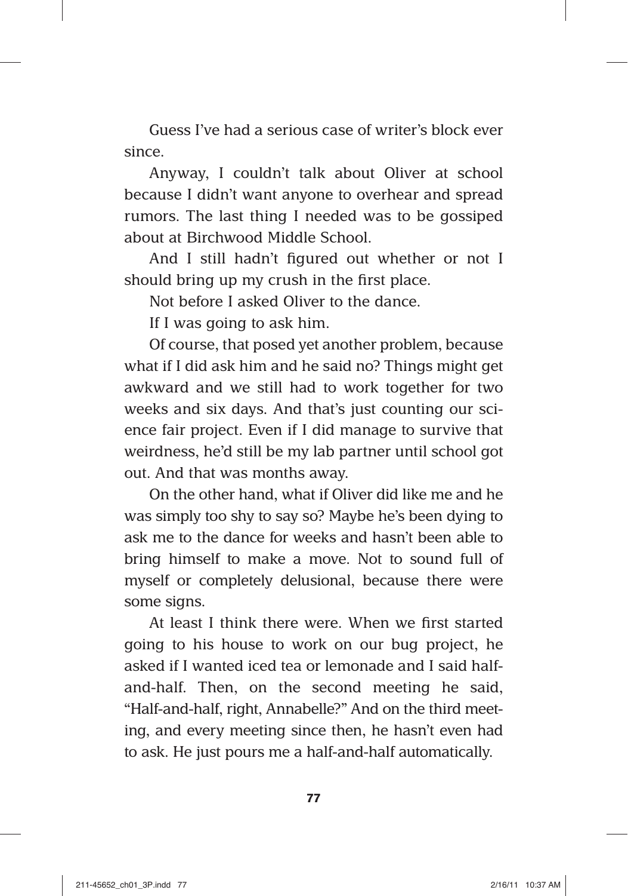Guess I've had a serious case of writer's block ever since.

Anyway, I couldn't talk about Oliver at school because I didn't want anyone to overhear and spread rumors. The last thing I needed was to be gossiped about at Birchwood Middle School.

And I still hadn't figured out whether or not I should bring up my crush in the first place.

Not before I asked Oliver to the dance.

If I was going to ask him.

Of course, that posed yet another problem, because what if I did ask him and he said no? Things might get awkward and we still had to work together for two weeks and six days. And that's just counting our science fair project. Even if I did manage to survive that weirdness, he'd still be my lab partner until school got out. And that was months away.

On the other hand, what if Oliver did like me and he was simply too shy to say so? Maybe he's been dying to ask me to the dance for weeks and hasn't been able to bring himself to make a move. Not to sound full of myself or completely delusional, because there were some signs.

At least I think there were. When we first started going to his house to work on our bug project, he asked if I wanted iced tea or lemonade and I said half-and-half. Then, on the second meeting he said, "Half-and-half, right, Annabelle?" And on the third meeting, and every meeting since then, he hasn't even had to ask. He just pours me a half-and-half automatically.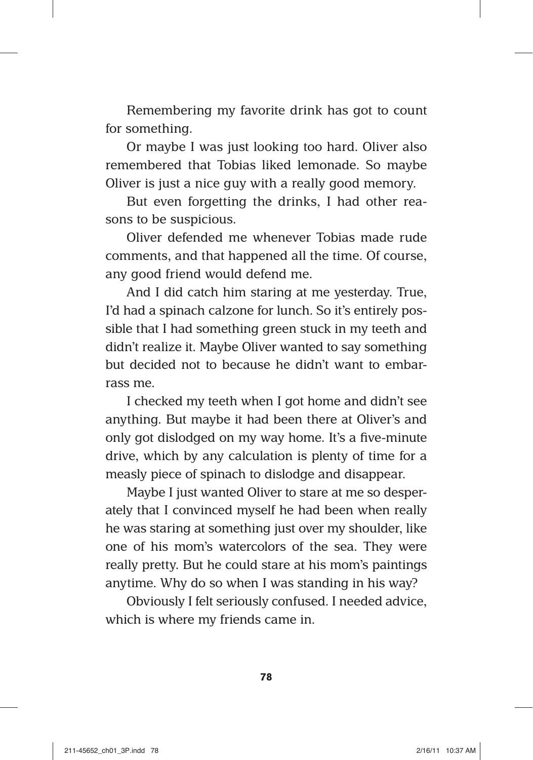Remembering my favorite drink has got to count for something.

Or maybe I was just looking too hard. Oliver also remembered that Tobias liked lemonade. So maybe Oliver is just a nice guy with a really good memory.

But even forgetting the drinks, I had other reasons to be suspicious.

Oliver defended me whenever Tobias made rude comments, and that happened all the time. Of course, any good friend would defend me.

And I did catch him staring at me yesterday. True, I'd had a spinach calzone for lunch. So it's entirely possible that I had something green stuck in my teeth and didn't realize it. Maybe Oliver wanted to say something but decided not to because he didn't want to embarrass me.

I checked my teeth when I got home and didn't see anything. But maybe it had been there at Oliver's and only got dislodged on my way home. It's a five-minute drive, which by any calculation is plenty of time for a measly piece of spinach to dislodge and disappear.

Maybe I just wanted Oliver to stare at me so desperately that I convinced myself he had been when really he was staring at something just over my shoulder, like one of his mom's watercolors of the sea. They were really pretty. But he could stare at his mom's paintings anytime. Why do so when I was standing in his way?

Obviously I felt seriously confused. I needed advice, which is where my friends came in.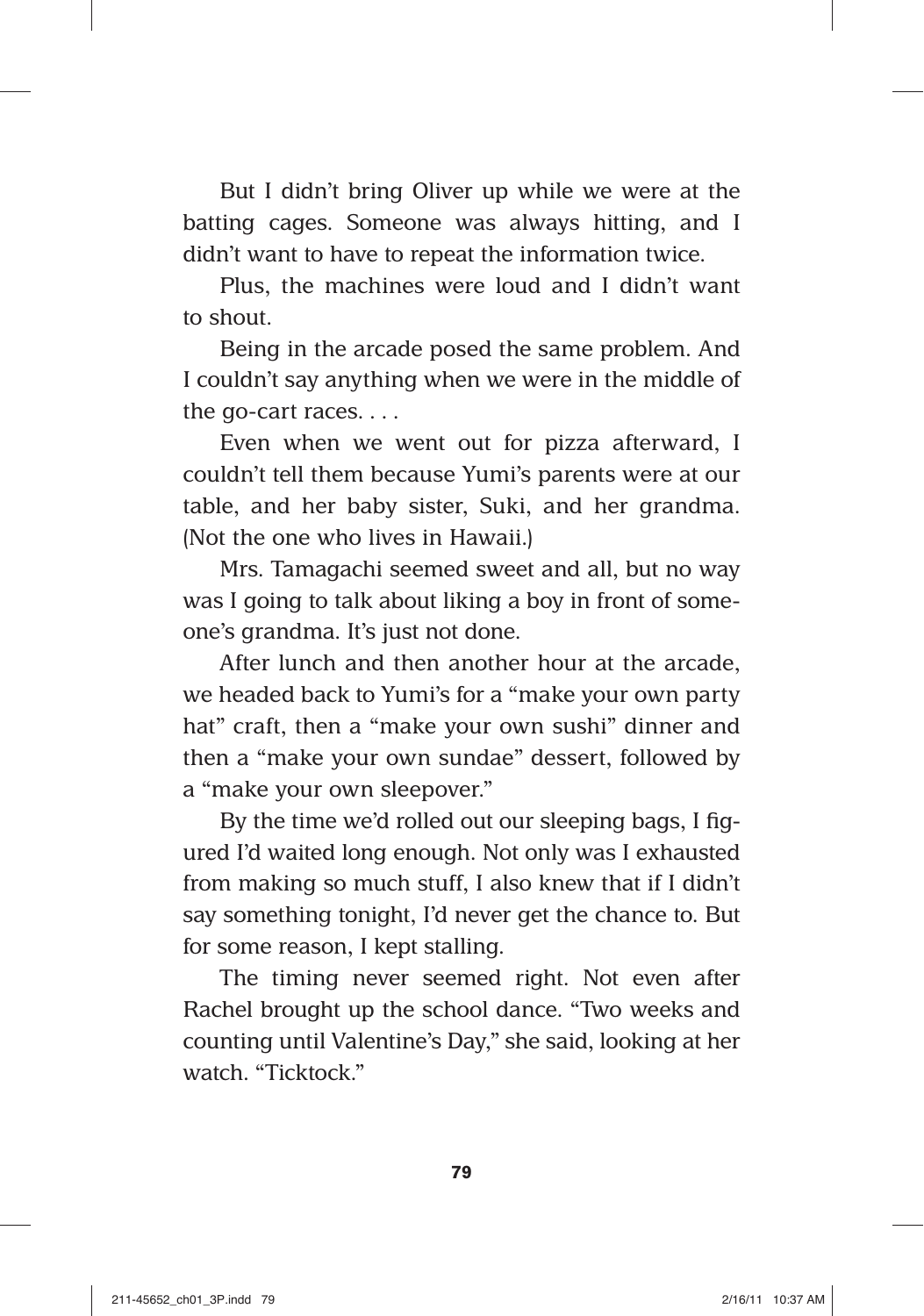But I didn't bring Oliver up while we were at the batting cages. Someone was always hitting, and I didn't want to have to repeat the information twice.

Plus, the machines were loud and I didn't want to shout.

Being in the arcade posed the same problem. And I couldn't say anything when we were in the middle of the go-cart races. . . .

Even when we went out for pizza afterward, I couldn't tell them because Yumi's parents were at our table, and her baby sister, Suki, and her grandma. (Not the one who lives in Hawaii.)

Mrs. Tamagachi seemed sweet and all, but no way was I going to talk about liking a boy in front of someone's grandma. It's just not done.

After lunch and then another hour at the arcade, we headed back to Yumi's for a "make your own party hat" craft, then a "make your own sushi" dinner and then a "make your own sundae" dessert, followed by a "make your own sleepover."

By the time we'd rolled out our sleeping bags, I figured I'd waited long enough. Not only was I exhausted from making so much stuff, I also knew that if I didn't say something tonight, I'd never get the chance to. But for some reason, I kept stalling.

The timing never seemed right. Not even after Rachel brought up the school dance. "Two weeks and counting until Valentine's Day," she said, looking at her watch. "Ticktock."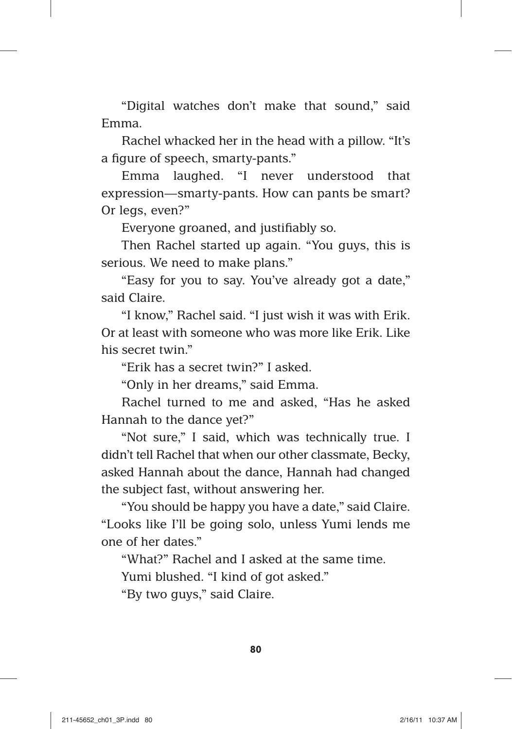"Digital watches don't make that sound," said Emma.

Rachel whacked her in the head with a pillow. "It's a figure of speech, smarty-pants."

Emma laughed. "I never understood that expression—smarty-pants. How can pants be smart? Or legs, even?"

Everyone groaned, and justifiably so.

Then Rachel started up again. "You guys, this is serious. We need to make plans."

"Easy for you to say. You've already got a date," said Claire.

"I know," Rachel said. "I just wish it was with Erik. Or at least with someone who was more like Erik. Like his secret twin."

"Erik has a secret twin?" I asked.

"Only in her dreams," said Emma.

Rachel turned to me and asked, "Has he asked Hannah to the dance yet?"

"Not sure," I said, which was technically true. I didn't tell Rachel that when our other classmate, Becky, asked Hannah about the dance, Hannah had changed the subject fast, without answering her.

"You should be happy you have a date," said Claire. "Looks like I'll be going solo, unless Yumi lends me one of her dates."

"What?" Rachel and I asked at the same time.

Yumi blushed. "I kind of got asked."

"By two guys," said Claire.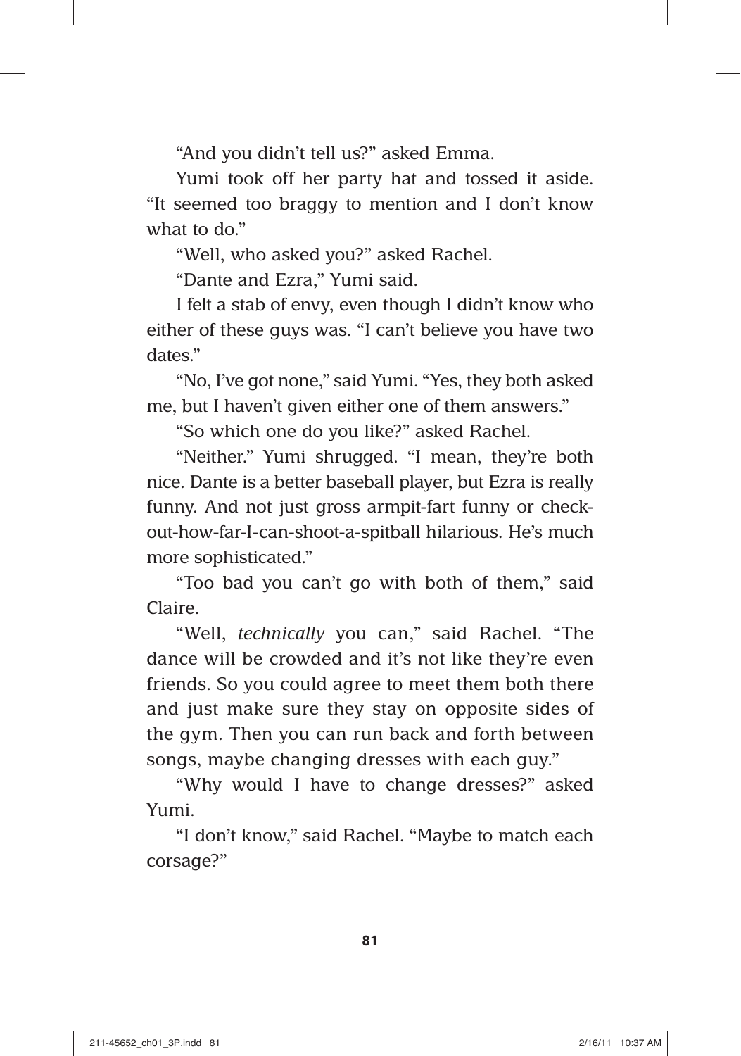"And you didn't tell us?" asked Emma.

Yumi took off her party hat and tossed it aside. "It seemed too braggy to mention and I don't know what to do."

"Well, who asked you?" asked Rachel.

"Dante and Ezra," Yumi said.

I felt a stab of envy, even though I didn't know who either of these guys was. "I can't believe you have two dates."

"No, I've got none," said Yumi. "Yes, they both asked me, but I haven't given either one of them answers."

"So which one do you like?" asked Rachel.

"Neither." Yumi shrugged. "I mean, they're both nice. Dante is a better baseball player, but Ezra is really funny. And not just gross armpit-fart funny or check-out-how-far-I-can-shoot-a-spitball hilarious. He's much more sophisticated."

"Too bad you can't go with both of them," said Claire.

"Well, *technically* you can," said Rachel. "The dance will be crowded and it's not like they're even friends. So you could agree to meet them both there and just make sure they stay on opposite sides of the gym. Then you can run back and forth between songs, maybe changing dresses with each guy."

"Why would I have to change dresses?" asked Yumi.

"I don't know," said Rachel. "Maybe to match each corsage?"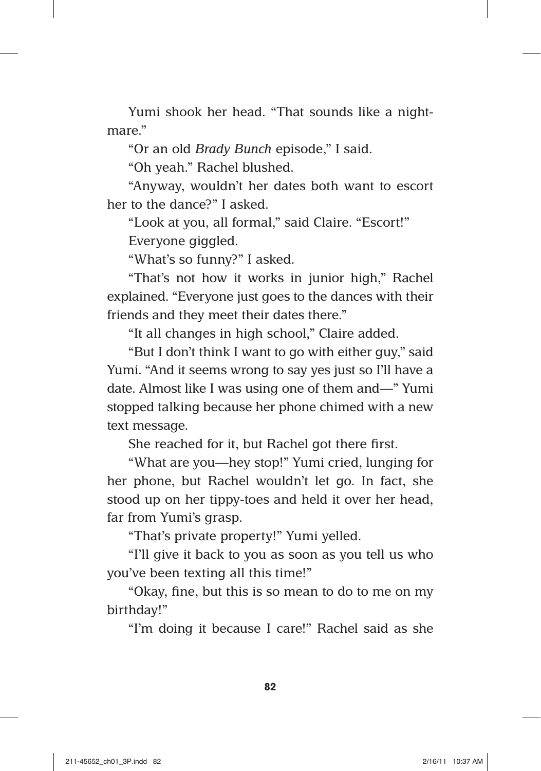Yumi shook her head. "That sounds like a nightmare."

"Or an old *Brady Bunch* episode," I said.

"Oh yeah." Rachel blushed.

"Anyway, wouldn't her dates both want to escort her to the dance?" I asked.

"Look at you, all formal," said Claire. "Escort!"

Everyone giggled.

"What's so funny?" I asked.

"That's not how it works in junior high," Rachel explained. "Everyone just goes to the dances with their friends and they meet their dates there."

"It all changes in high school," Claire added.

"But I don't think I want to go with either guy," said Yumi. "And it seems wrong to say yes just so I'll have a date. Almost like I was using one of them and—" Yumi stopped talking because her phone chimed with a new text message.

She reached for it, but Rachel got there first.

"What are you—hey stop!" Yumi cried, lunging for her phone, but Rachel wouldn't let go. In fact, she stood up on her tippy-toes and held it over her head, far from Yumi's grasp.

"That's private property!" Yumi yelled.

"I'll give it back to you as soon as you tell us who you've been texting all this time!"

"Okay, fine, but this is so mean to do to me on my birthday!"

"I'm doing it because I care!" Rachel said as she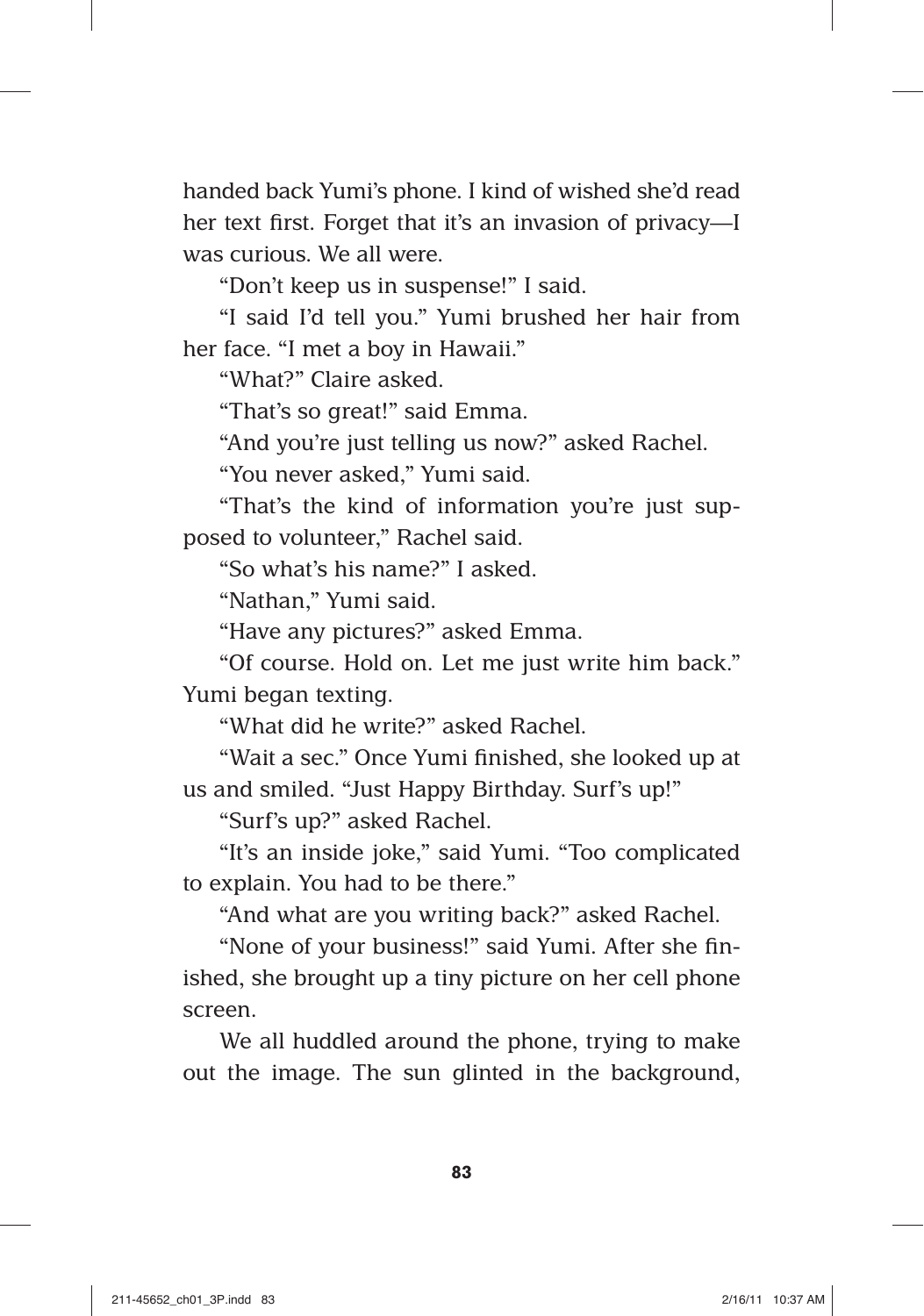handed back Yumi's phone. I kind of wished she'd read her text first. Forget that it's an invasion of privacy—I was curious. We all were.

"Don't keep us in suspense!" I said.

"I said I'd tell you." Yumi brushed her hair from her face. "I met a boy in Hawaii."

"What?" Claire asked.

"That's so great!" said Emma.

"And you're just telling us now?" asked Rachel.

"You never asked," Yumi said.

"That's the kind of information you're just supposed to volunteer," Rachel said.

"So what's his name?" I asked.

"Nathan," Yumi said.

"Have any pictures?" asked Emma.

"Of course. Hold on. Let me just write him back." Yumi began texting.

"What did he write?" asked Rachel.

"Wait a sec." Once Yumi finished, she looked up at us and smiled. "Just Happy Birthday. Surf's up!"

"Surf's up?" asked Rachel.

"It's an inside joke," said Yumi. "Too complicated to explain. You had to be there."

"And what are you writing back?" asked Rachel.

"None of your business!" said Yumi. After she finished, she brought up a tiny picture on her cell phone screen.

We all huddled around the phone, trying to make out the image. The sun glinted in the background,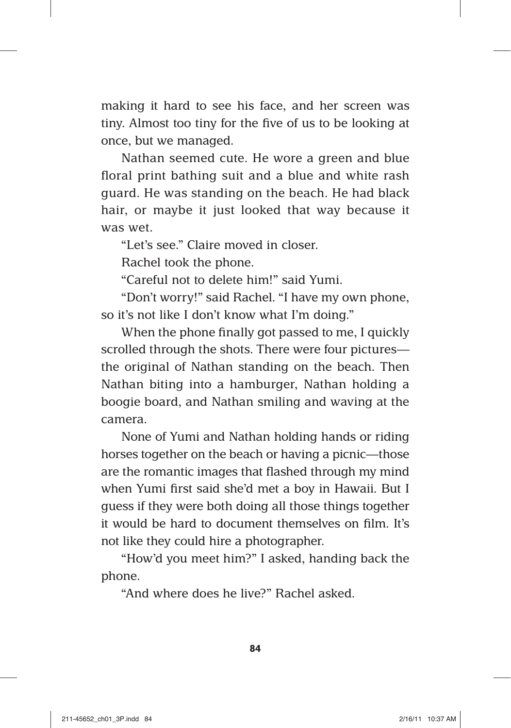making it hard to see his face, and her screen was tiny. Almost too tiny for the five of us to be looking at once, but we managed.

Nathan seemed cute. He wore a green and blue floral print bathing suit and a blue and white rash guard. He was standing on the beach. He had black hair, or maybe it just looked that way because it was wet.

"Let's see." Claire moved in closer.

Rachel took the phone.

"Careful not to delete him!" said Yumi.

"Don't worry!" said Rachel. "I have my own phone, so it's not like I don't know what I'm doing."

When the phone finally got passed to me, I quickly scrolled through the shots. There were four pictures—the original of Nathan standing on the beach. Then Nathan biting into a hamburger, Nathan holding a boogie board, and Nathan smiling and waving at the camera.

None of Yumi and Nathan holding hands or riding horses together on the beach or having a picnic—those are the romantic images that flashed through my mind when Yumi first said she'd met a boy in Hawaii. But I guess if they were both doing all those things together it would be hard to document themselves on film. It's not like they could hire a photographer.

"How'd you meet him?" I asked, handing back the phone.

"And where does he live?" Rachel asked.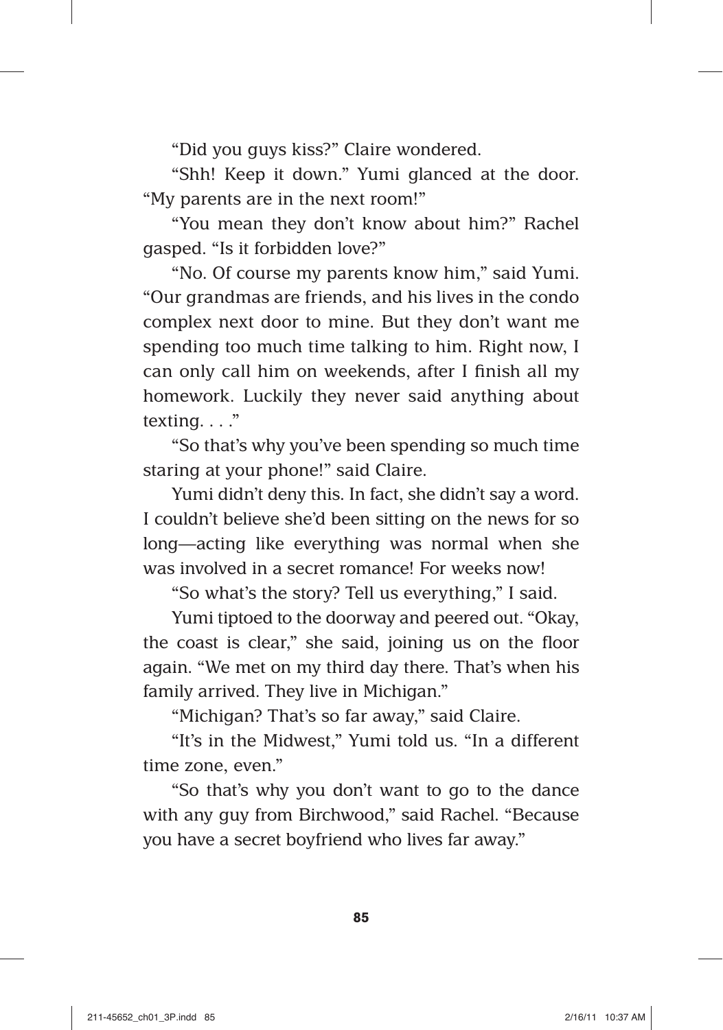"Did you guys kiss?" Claire wondered.

"Shh! Keep it down." Yumi glanced at the door. "My parents are in the next room!"

"You mean they don't know about him?" Rachel gasped. "Is it forbidden love?"

"No. Of course my parents know him," said Yumi. "Our grandmas are friends, and his lives in the condo complex next door to mine. But they don't want me spending too much time talking to him. Right now, I can only call him on weekends, after I finish all my homework. Luckily they never said anything about texting. . . ."

"So that's why you've been spending so much time staring at your phone!" said Claire.

Yumi didn't deny this. In fact, she didn't say a word. I couldn't believe she'd been sitting on the news for so long—acting like everything was normal when she was involved in a secret romance! For weeks now!

"So what's the story? Tell us everything," I said.

Yumi tiptoed to the doorway and peered out. "Okay, the coast is clear," she said, joining us on the floor again. "We met on my third day there. That's when his family arrived. They live in Michigan."

"Michigan? That's so far away," said Claire.

"It's in the Midwest," Yumi told us. "In a different time zone, even."

"So that's why you don't want to go to the dance with any guy from Birchwood," said Rachel. "Because you have a secret boyfriend who lives far away."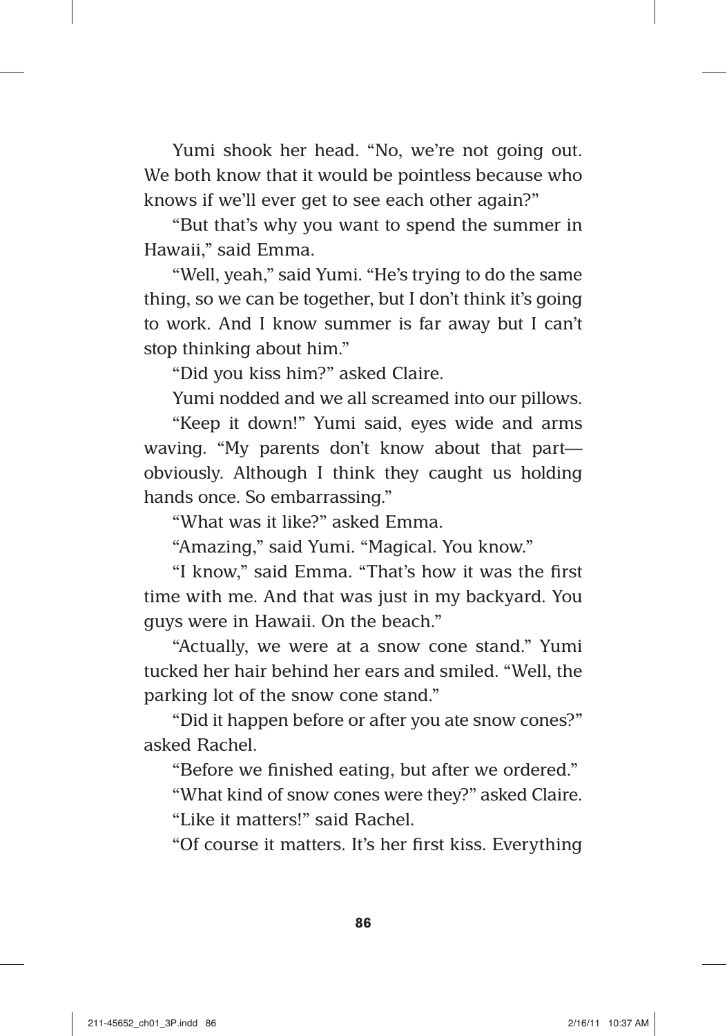Yumi shook her head. "No, we're not going out. We both know that it would be pointless because who knows if we'll ever get to see each other again?"

"But that's why you want to spend the summer in Hawaii," said Emma.

"Well, yeah," said Yumi. "He's trying to do the same thing, so we can be together, but I don't think it's going to work. And I know summer is far away but I can't stop thinking about him."

"Did you kiss him?" asked Claire.

Yumi nodded and we all screamed into our pillows.

"Keep it down!" Yumi said, eyes wide and arms waving. "My parents don't know about that part—obviously. Although I think they caught us holding hands once. So embarrassing."

"What was it like?" asked Emma.

"Amazing," said Yumi. "Magical. You know."

"I know," said Emma. "That's how it was the first time with me. And that was just in my backyard. You guys were in Hawaii. On the beach."

"Actually, we were at a snow cone stand." Yumi tucked her hair behind her ears and smiled. "Well, the parking lot of the snow cone stand."

"Did it happen before or after you ate snow cones?" asked Rachel.

"Before we finished eating, but after we ordered."

"What kind of snow cones were they?" asked Claire.

"Like it matters!" said Rachel.

"Of course it matters. It's her first kiss. Everything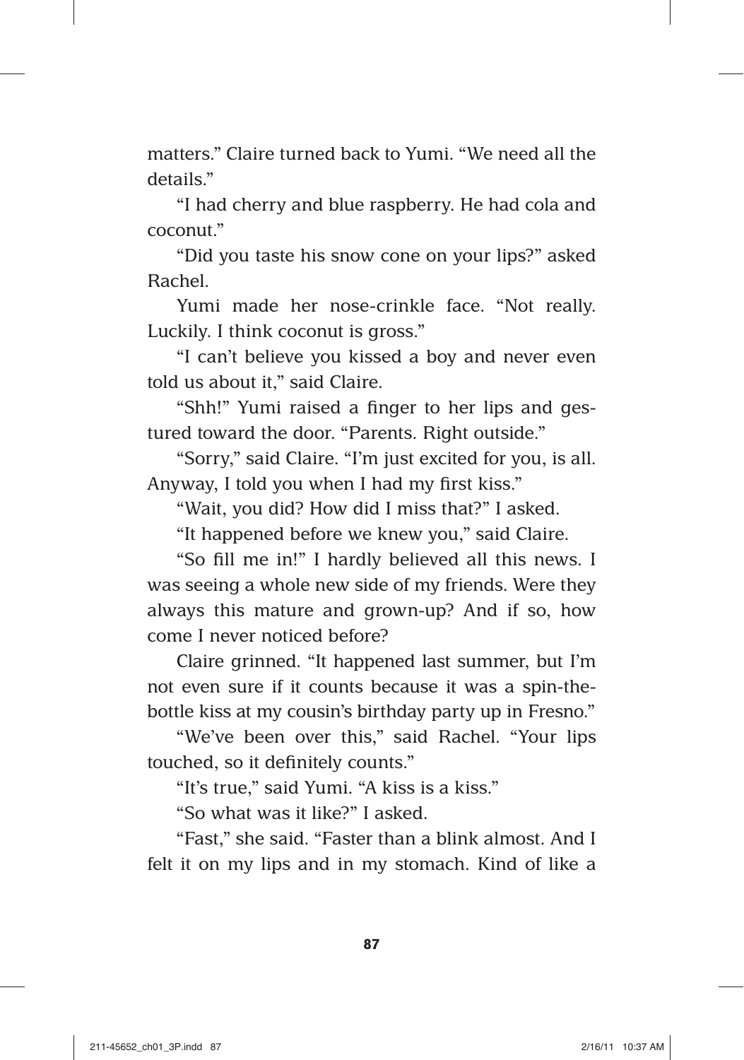matters." Claire turned back to Yumi. "We need all the details."

"I had cherry and blue raspberry. He had cola and coconut."

"Did you taste his snow cone on your lips?" asked Rachel.

Yumi made her nose-crinkle face. "Not really. Luckily. I think coconut is gross."

"I can't believe you kissed a boy and never even told us about it," said Claire.

"Shh!" Yumi raised a finger to her lips and gestured toward the door. "Parents. Right outside."

"Sorry," said Claire. "I'm just excited for you, is all. Anyway, I told you when I had my first kiss."

"Wait, you did? How did I miss that?" I asked.

"It happened before we knew you," said Claire.

"So fill me in!" I hardly believed all this news. I was seeing a whole new side of my friends. Were they always this mature and grown-up? And if so, how come I never noticed before?

Claire grinned. "It happened last summer, but I'm not even sure if it counts because it was a spin-the-bottle kiss at my cousin's birthday party up in Fresno."

"We've been over this," said Rachel. "Your lips touched, so it definitely counts."

"It's true," said Yumi. "A kiss is a kiss."

"So what was it like?" I asked.

"Fast," she said. "Faster than a blink almost. And I felt it on my lips and in my stomach. Kind of like a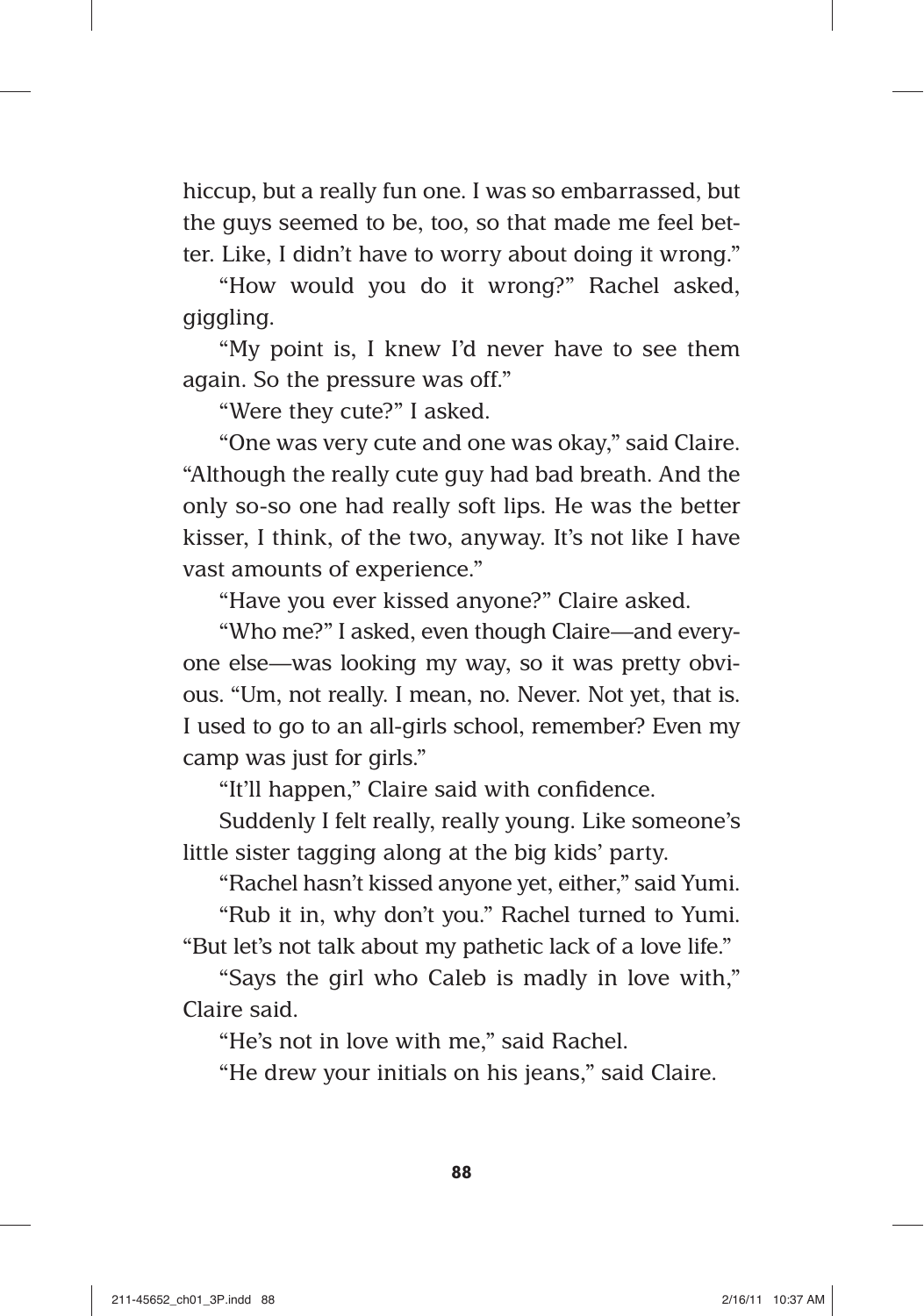hiccup, but a really fun one. I was so embarrassed, but the guys seemed to be, too, so that made me feel better. Like, I didn't have to worry about doing it wrong."

"How would you do it wrong?" Rachel asked, giggling.

"My point is, I knew I'd never have to see them again. So the pressure was off."

"Were they cute?" I asked.

"One was very cute and one was okay," said Claire. "Although the really cute guy had bad breath. And the only so-so one had really soft lips. He was the better kisser, I think, of the two, anyway. It's not like I have vast amounts of experience."

"Have you ever kissed anyone?" Claire asked.

"Who me?" I asked, even though Claire—and everyone else—was looking my way, so it was pretty obvious. "Um, not really. I mean, no. Never. Not yet, that is. I used to go to an all-girls school, remember? Even my camp was just for girls."

"It'll happen," Claire said with confidence.

Suddenly I felt really, really young. Like someone's little sister tagging along at the big kids' party.

"Rachel hasn't kissed anyone yet, either," said Yumi.

"Rub it in, why don't you." Rachel turned to Yumi. "But let's not talk about my pathetic lack of a love life."

"Says the girl who Caleb is madly in love with," Claire said.

"He's not in love with me," said Rachel.

"He drew your initials on his jeans," said Claire.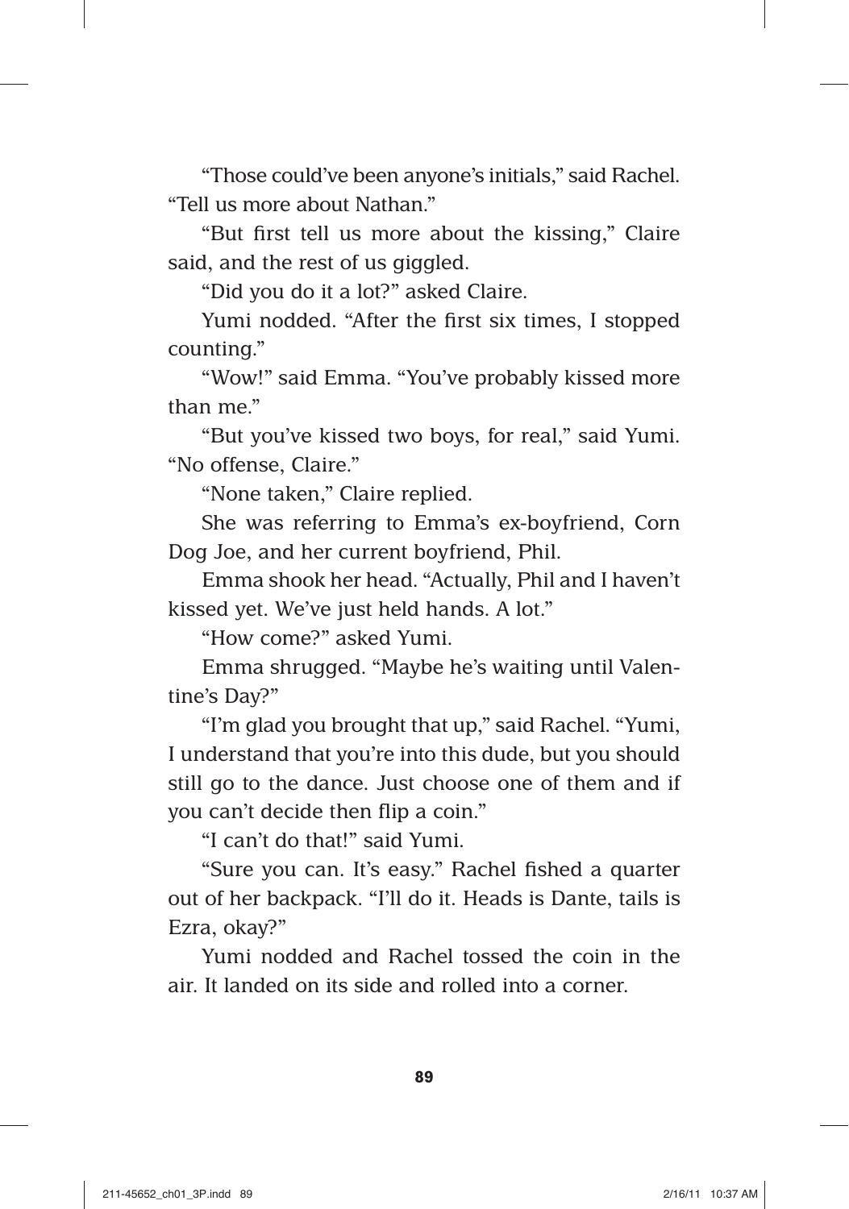"Those could've been anyone's initials," said Rachel. "Tell us more about Nathan."

"But first tell us more about the kissing," Claire said, and the rest of us giggled.

"Did you do it a lot?" asked Claire.

Yumi nodded. "After the first six times, I stopped counting."

"Wow!" said Emma. "You've probably kissed more than me."

"But you've kissed two boys, for real," said Yumi. "No offense, Claire."

"None taken," Claire replied.

She was referring to Emma's ex-boyfriend, Corn Dog Joe, and her current boyfriend, Phil.

Emma shook her head. "Actually, Phil and I haven't kissed yet. We've just held hands. A lot."

"How come?" asked Yumi.

Emma shrugged. "Maybe he's waiting until Valentine's Day?"

"I'm glad you brought that up," said Rachel. "Yumi, I understand that you're into this dude, but you should still go to the dance. Just choose one of them and if you can't decide then flip a coin."

"I can't do that!" said Yumi.

"Sure you can. It's easy." Rachel fished a quarter out of her backpack. "I'll do it. Heads is Dante, tails is Ezra, okay?"

Yumi nodded and Rachel tossed the coin in the air. It landed on its side and rolled into a corner.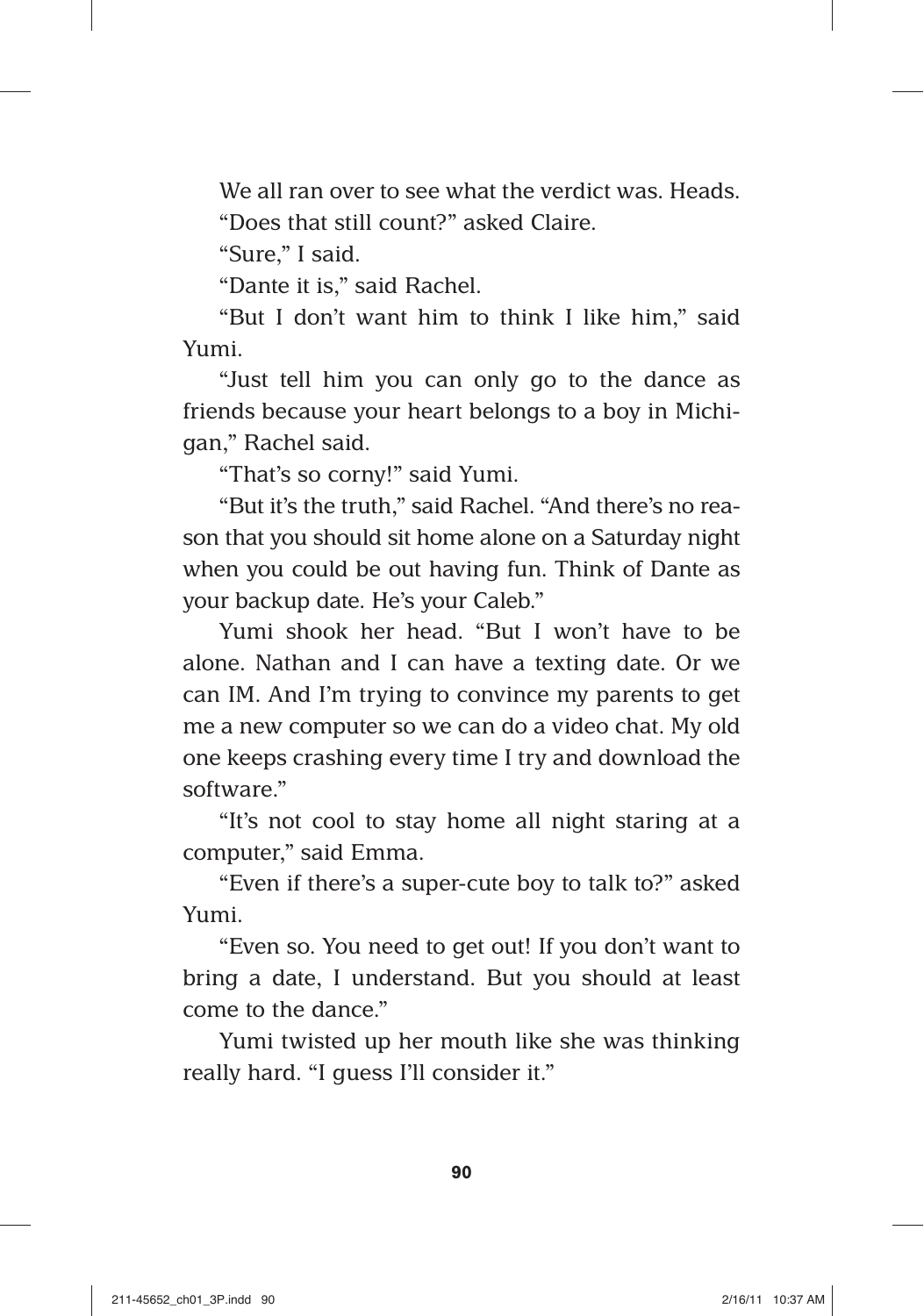We all ran over to see what the verdict was. Heads.

"Does that still count?" asked Claire.

"Sure," I said.

"Dante it is," said Rachel.

"But I don't want him to think I like him," said Yumi.

"Just tell him you can only go to the dance as friends because your heart belongs to a boy in Michigan," Rachel said.

"That's so corny!" said Yumi.

"But it's the truth," said Rachel. "And there's no reason that you should sit home alone on a Saturday night when you could be out having fun. Think of Dante as your backup date. He's your Caleb."

Yumi shook her head. "But I won't have to be alone. Nathan and I can have a texting date. Or we can IM. And I'm trying to convince my parents to get me a new computer so we can do a video chat. My old one keeps crashing every time I try and download the software."

"It's not cool to stay home all night staring at a computer," said Emma.

"Even if there's a super-cute boy to talk to?" asked Yumi.

"Even so. You need to get out! If you don't want to bring a date, I understand. But you should at least come to the dance."

Yumi twisted up her mouth like she was thinking really hard. "I guess I'll consider it."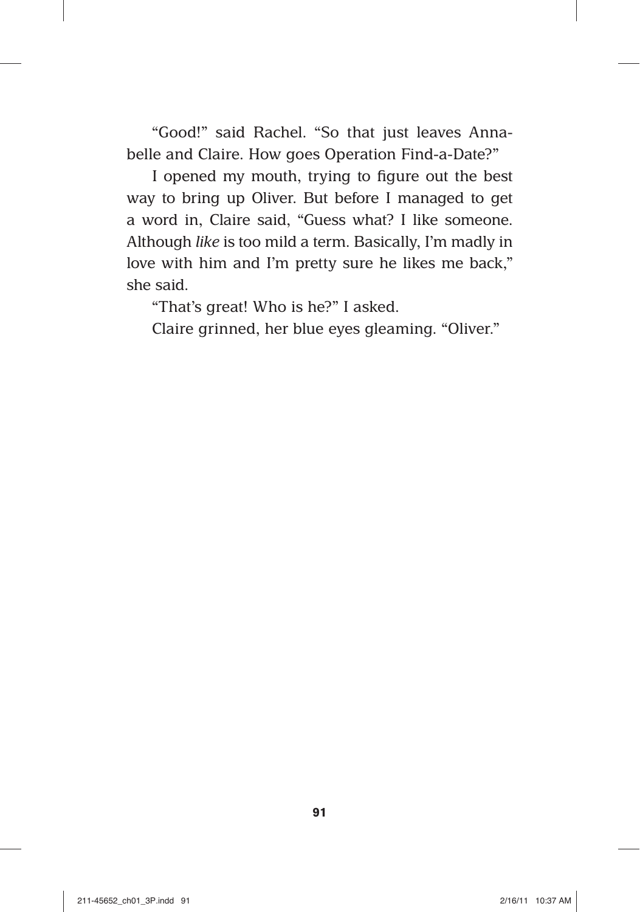"Good!" said Rachel. "So that just leaves Annabelle and Claire. How goes Operation Find-a-Date?"

I opened my mouth, trying to figure out the best way to bring up Oliver. But before I managed to get a word in, Claire said, "Guess what? I like someone. Although *like* is too mild a term. Basically, I'm madly in love with him and I'm pretty sure he likes me back," she said.

"That's great! Who is he?" I asked.

Claire grinned, her blue eyes gleaming. "Oliver."